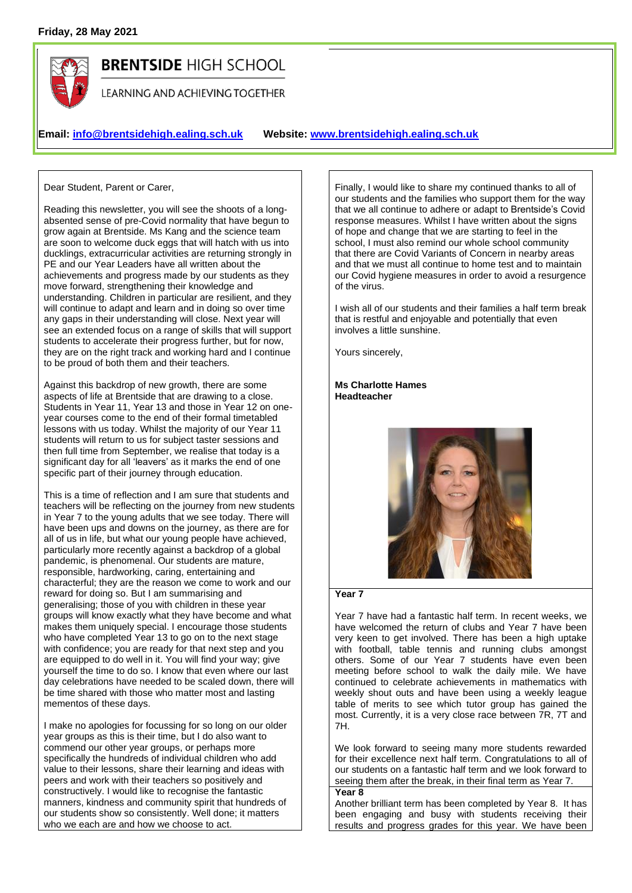**Friday, 28 May 2021**

# BRENTSIDE HIGH SCHOOL

LEARNING AND ACHIEVING TOGETHER

**Email: info@brentsidehigh.ealing.sch.uk** **Website: www.brentsidehigh.ealing.sch.uk**

Dear Student, Parent or Carer,

Reading this newsletter, you will see the shoots of a long-absented sense of pre-Covid normality that have begun to grow again at Brentside. Ms Kang and the science team are soon to welcome duck eggs that will hatch with us into ducklings, extracurricular activities are returning strongly in PE and our Year Leaders have all written about the achievements and progress made by our students as they move forward, strengthening their knowledge and understanding. Children in particular are resilient, and they will continue to adapt and learn and in doing so over time any gaps in their understanding will close. Next year will see an extended focus on a range of skills that will support students to accelerate their progress further, but for now, they are on the right track and working hard and I continue to be proud of both them and their teachers.

Against this backdrop of new growth, there are some aspects of life at Brentside that are drawing to a close. Students in Year 11, Year 13 and those in Year 12 on one-year courses come to the end of their formal timetabled lessons with us today. Whilst the majority of our Year 11 students will return to us for subject taster sessions and then full time from September, we realise that today is a significant day for all 'leavers' as it marks the end of one specific part of their journey through education.

This is a time of reflection and I am sure that students and teachers will be reflecting on the journey from new students in Year 7 to the young adults that we see today. There will have been ups and downs on the journey, as there are for all of us in life, but what our young people have achieved, particularly more recently against a backdrop of a global pandemic, is phenomenal. Our students are mature, responsible, hardworking, caring, entertaining and characterful; they are the reason we come to work and our reward for doing so. But I am summarising and generalising; those of you with children in these year groups will know exactly what they have become and what makes them uniquely special. I encourage those students who have completed Year 13 to go on to the next stage with confidence; you are ready for that next step and you are equipped to do well in it. You will find your way; give yourself the time to do so. I know that even where our last day celebrations have needed to be scaled down, there will be time shared with those who matter most and lasting mementos of these days.

I make no apologies for focussing for so long on our older year groups as this is their time, but I do also want to commend our other year groups, or perhaps more specifically the hundreds of individual children who add value to their lessons, share their learning and ideas with peers and work with their teachers so positively and constructively. I would like to recognise the fantastic manners, kindness and community spirit that hundreds of our students show so consistently. Well done; it matters who we each are and how we choose to act.

Finally, I would like to share my continued thanks to all of our students and the families who support them for the way that we all continue to adhere or adapt to Brentside's Covid response measures. Whilst I have written about the signs of hope and change that we are starting to feel in the school, I must also remind our whole school community that there are Covid Variants of Concern in nearby areas and that we must all continue to home test and to maintain our Covid hygiene measures in order to avoid a resurgence of the virus.

I wish all of our students and their families a half term break that is restful and enjoyable and potentially that even involves a little sunshine.

Yours sincerely,

**Ms Charlotte Hames**
**Headteacher**

### Year 7

Year 7 have had a fantastic half term. In recent weeks, we have welcomed the return of clubs and Year 7 have been very keen to get involved. There has been a high uptake with football, table tennis and running clubs amongst others. Some of our Year 7 students have even been meeting before school to walk the daily mile. We have continued to celebrate achievements in mathematics with weekly shout outs and have been using a weekly league table of merits to see which tutor group has gained the most. Currently, it is a very close race between 7R, 7T and 7H.

We look forward to seeing many more students rewarded for their excellence next half term. Congratulations to all of our students on a fantastic half term and we look forward to seeing them after the break, in their final term as Year 7.

### Year 8

Another brilliant term has been completed by Year 8. It has been engaging and busy with students receiving their results and progress grades for this year. We have been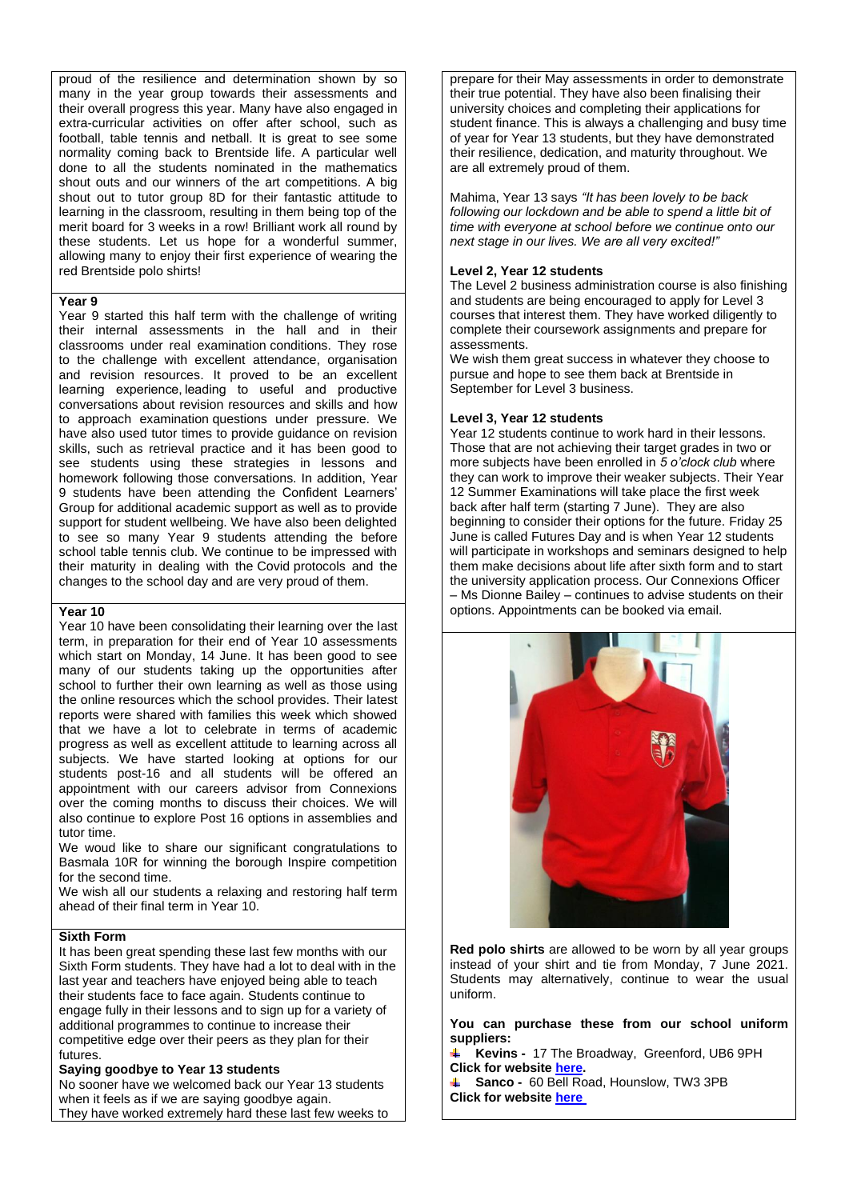proud of the resilience and determination shown by so many in the year group towards their assessments and their overall progress this year. Many have also engaged in extra-curricular activities on offer after school, such as football, table tennis and netball. It is great to see some normality coming back to Brentside life. A particular well done to all the students nominated in the mathematics shout outs and our winners of the art competitions. A big shout out to tutor group 8D for their fantastic attitude to learning in the classroom, resulting in them being top of the merit board for 3 weeks in a row! Brilliant work all round by these students. Let us hope for a wonderful summer, allowing many to enjoy their first experience of wearing the red Brentside polo shirts!

**Year 9**

Year 9 started this half term with the challenge of writing their internal assessments in the hall and in their classrooms under real examination conditions. They rose to the challenge with excellent attendance, organisation and revision resources. It proved to be an excellent learning experience, leading to useful and productive conversations about revision resources and skills and how to approach examination questions under pressure. We have also used tutor times to provide guidance on revision skills, such as retrieval practice and it has been good to see students using these strategies in lessons and homework following those conversations. In addition, Year 9 students have been attending the Confident Learners' Group for additional academic support as well as to provide support for student wellbeing. We have also been delighted to see so many Year 9 students attending the before school table tennis club. We continue to be impressed with their maturity in dealing with the Covid protocols and the changes to the school day and are very proud of them.

**Year 10**

Year 10 have been consolidating their learning over the last term, in preparation for their end of Year 10 assessments which start on Monday, 14 June. It has been good to see many of our students taking up the opportunities after school to further their own learning as well as those using the online resources which the school provides. Their latest reports were shared with families this week which showed that we have a lot to celebrate in terms of academic progress as well as excellent attitude to learning across all subjects. We have started looking at options for our students post-16 and all students will be offered an appointment with our careers advisor from Connexions over the coming months to discuss their choices. We will also continue to explore Post 16 options in assemblies and tutor time.

We woud like to share our significant congratulations to Basmala 10R for winning the borough Inspire competition for the second time.

We wish all our students a relaxing and restoring half term ahead of their final term in Year 10.

**Sixth Form**

It has been great spending these last few months with our Sixth Form students. They have had a lot to deal with in the last year and teachers have enjoyed being able to teach their students face to face again. Students continue to engage fully in their lessons and to sign up for a variety of additional programmes to continue to increase their competitive edge over their peers as they plan for their futures.

**Saying goodbye to Year 13 students**

No sooner have we welcomed back our Year 13 students when it feels as if we are saying goodbye again.

They have worked extremely hard these last few weeks to prepare for their May assessments in order to demonstrate their true potential. They have also been finalising their university choices and completing their applications for student finance. This is always a challenging and busy time of year for Year 13 students, but they have demonstrated their resilience, dedication, and maturity throughout. We are all extremely proud of them.

Mahima, Year 13 says *"It has been lovely to be back following our lockdown and be able to spend a little bit of time with everyone at school before we continue onto our next stage in our lives. We are all very excited!"*

**Level 2, Year 12 students**

The Level 2 business administration course is also finishing and students are being encouraged to apply for Level 3 courses that interest them. They have worked diligently to complete their coursework assignments and prepare for assessments.

We wish them great success in whatever they choose to pursue and hope to see them back at Brentside in September for Level 3 business.

**Level 3, Year 12 students**

Year 12 students continue to work hard in their lessons. Those that are not achieving their target grades in two or more subjects have been enrolled in *5 o'clock club* where they can work to improve their weaker subjects. Their Year 12 Summer Examinations will take place the first week back after half term (starting 7 June). They are also beginning to consider their options for the future. Friday 25 June is called Futures Day and is when Year 12 students will participate in workshops and seminars designed to help them make decisions about life after sixth form and to start the university application process. Our Connexions Officer – Ms Dionne Bailey – continues to advise students on their options. Appointments can be booked via email.

**Red polo shirts** are allowed to be worn by all year groups instead of your shirt and tie from Monday, 7 June 2021. Students may alternatively, continue to wear the usual uniform.

**You can purchase these from our school uniform suppliers:**

- **Kevins -** 17 The Broadway, Greenford, UB6 9PH
**Click for website here.**
- **Sanco -** 60 Bell Road, Hounslow, TW3 3PB
**Click for website here**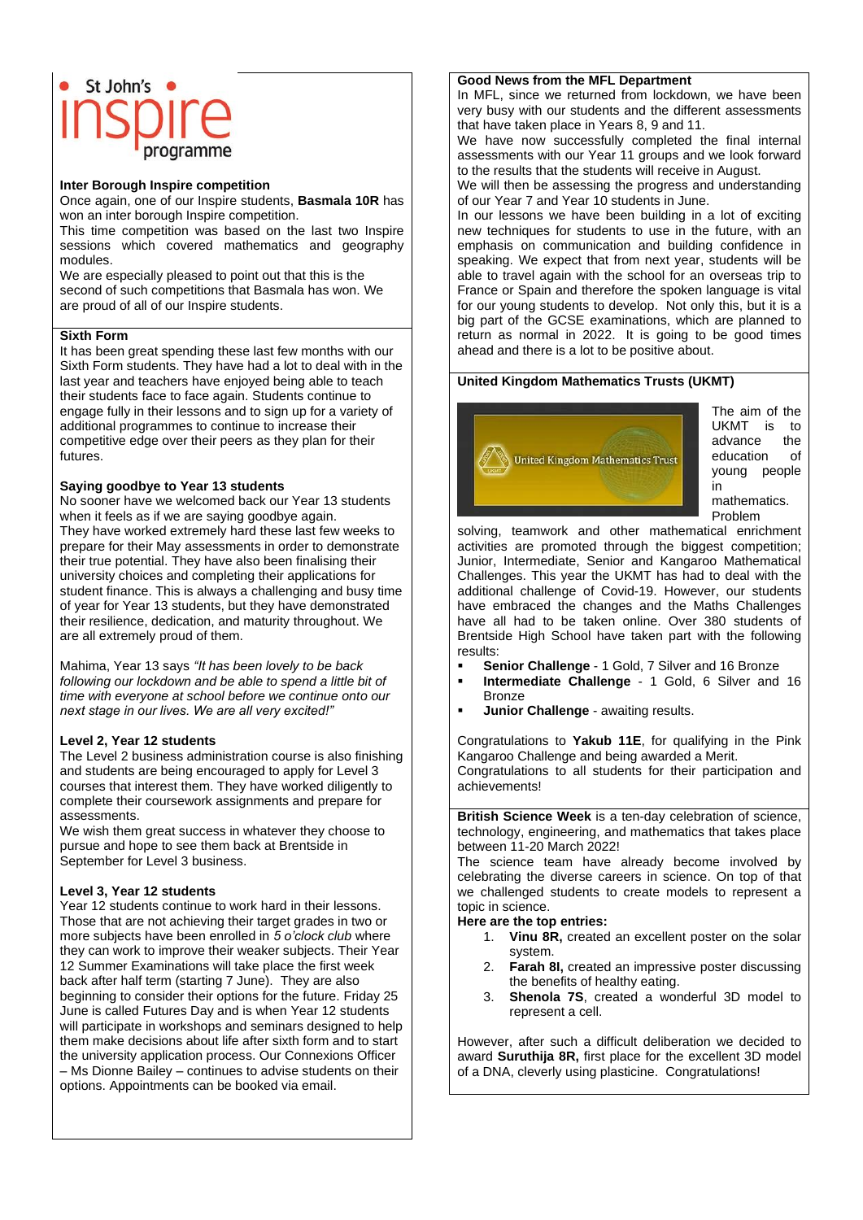St John's inspire programme

### Inter Borough Inspire competition

Once again, one of our Inspire students, **Basmala 10R** has won an inter borough Inspire competition.

This time competition was based on the last two Inspire sessions which covered mathematics and geography modules.

We are especially pleased to point out that this is the second of such competitions that Basmala has won. We are proud of all of our Inspire students.

### Sixth Form

It has been great spending these last few months with our Sixth Form students. They have had a lot to deal with in the last year and teachers have enjoyed being able to teach their students face to face again. Students continue to engage fully in their lessons and to sign up for a variety of additional programmes to continue to increase their competitive edge over their peers as they plan for their futures.

### Saying goodbye to Year 13 students

No sooner have we welcomed back our Year 13 students when it feels as if we are saying goodbye again.

They have worked extremely hard these last few weeks to prepare for their May assessments in order to demonstrate their true potential. They have also been finalising their university choices and completing their applications for student finance. This is always a challenging and busy time of year for Year 13 students, but they have demonstrated their resilience, dedication, and maturity throughout. We are all extremely proud of them.

Mahima, Year 13 says *"It has been lovely to be back following our lockdown and be able to spend a little bit of time with everyone at school before we continue onto our next stage in our lives. We are all very excited!"*

### Level 2, Year 12 students

The Level 2 business administration course is also finishing and students are being encouraged to apply for Level 3 courses that interest them. They have worked diligently to complete their coursework assignments and prepare for assessments.

We wish them great success in whatever they choose to pursue and hope to see them back at Brentside in September for Level 3 business.

### Level 3, Year 12 students

Year 12 students continue to work hard in their lessons. Those that are not achieving their target grades in two or more subjects have been enrolled in *5 o'clock club* where they can work to improve their weaker subjects. Their Year 12 Summer Examinations will take place the first week back after half term (starting 7 June). They are also beginning to consider their options for the future. Friday 25 June is called Futures Day and is when Year 12 students will participate in workshops and seminars designed to help them make decisions about life after sixth form and to start the university application process. Our Connexions Officer – Ms Dionne Bailey – continues to advise students on their options. Appointments can be booked via email.

### Good News from the MFL Department

In MFL, since we returned from lockdown, we have been very busy with our students and the different assessments that have taken place in Years 8, 9 and 11.

We have now successfully completed the final internal assessments with our Year 11 groups and we look forward to the results that the students will receive in August.

We will then be assessing the progress and understanding of our Year 7 and Year 10 students in June.

In our lessons we have been building in a lot of exciting new techniques for students to use in the future, with an emphasis on communication and building confidence in speaking. We expect that from next year, students will be able to travel again with the school for an overseas trip to France or Spain and therefore the spoken language is vital for our young students to develop. Not only this, but it is a big part of the GCSE examinations, which are planned to return as normal in 2022. It is going to be good times ahead and there is a lot to be positive about.

### United Kingdom Mathematics Trusts (UKMT)

United Kingdom Mathematics Trust

The aim of the UKMT is to advance the education of young people in mathematics. Problem solving, teamwork and other mathematical enrichment activities are promoted through the biggest competition; Junior, Intermediate, Senior and Kangaroo Mathematical Challenges. This year the UKMT has had to deal with the additional challenge of Covid-19. However, our students have embraced the changes and the Maths Challenges have all had to be taken online. Over 380 students of Brentside High School have taken part with the following results:

- **Senior Challenge** - 1 Gold, 7 Silver and 16 Bronze
- **Intermediate Challenge** - 1 Gold, 6 Silver and 16 Bronze
- **Junior Challenge** - awaiting results.

Congratulations to **Yakub 11E**, for qualifying in the Pink Kangaroo Challenge and being awarded a Merit.

Congratulations to all students for their participation and achievements!

**British Science Week** is a ten-day celebration of science, technology, engineering, and mathematics that takes place between 11-20 March 2022!

The science team have already become involved by celebrating the diverse careers in science. On top of that we challenged students to create models to represent a topic in science.

**Here are the top entries:**

1. **Vinu 8R,** created an excellent poster on the solar system.
2. **Farah 8I,** created an impressive poster discussing the benefits of healthy eating.
3. **Shenola 7S**, created a wonderful 3D model to represent a cell.

However, after such a difficult deliberation we decided to award **Suruthija 8R,** first place for the excellent 3D model of a DNA, cleverly using plasticine. Congratulations!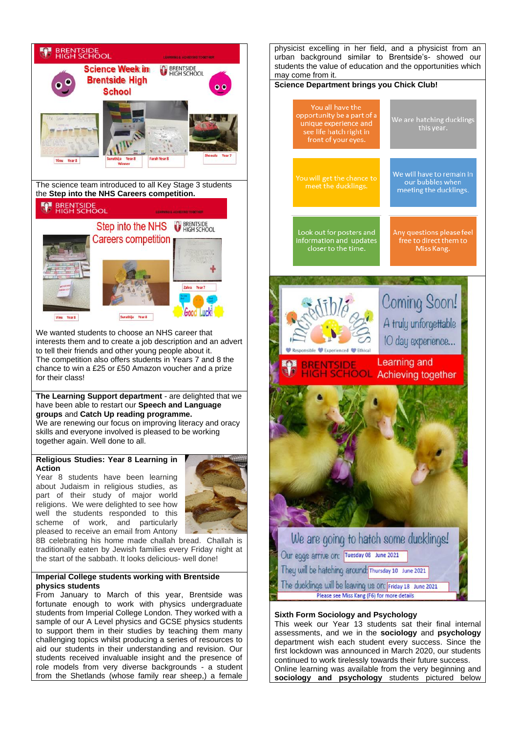The science team introduced to all Key Stage 3 students the **Step into the NHS Careers competition.**

We wanted students to choose an NHS career that interests them and to create a job description and an advert to tell their friends and other young people about it. The competition also offers students in Years 7 and 8 the chance to win a £25 or £50 Amazon voucher and a prize for their class!

**The Learning Support department** - are delighted that we have been able to restart our **Speech and Language groups** and **Catch Up reading programme.** We are renewing our focus on improving literacy and oracy skills and everyone involved is pleased to be working together again. Well done to all.

**Religious Studies: Year 8 Learning in Action**

Year 8 students have been learning about Judaism in religious studies, as part of their study of major world religions. We were delighted to see how well the students responded to this scheme of work, and particularly pleased to receive an email from Antony 8B celebrating his home made challah bread. Challah is traditionally eaten by Jewish families every Friday night at the start of the sabbath. It looks delicious- well done!

**Imperial College students working with Brentside physics students**

From January to March of this year, Brentside was fortunate enough to work with physics undergraduate students from Imperial College London. They worked with a sample of our A Level physics and GCSE physics students to support them in their studies by teaching them many challenging topics whilst producing a series of resources to aid our students in their understanding and revision. Our students received invaluable insight and the presence of role models from very diverse backgrounds - a student from the Shetlands (whose family rear sheep,) a female physicist excelling in her field, and a physicist from an urban background similar to Brentside's- showed our students the value of education and the opportunities which may come from it.

**Science Department brings you Chick Club!**

- You all have the opportunity be a part of a unique experience and see life hatch right in front of your eyes.
- We are hatching ducklings this year.
- You will get the chance to meet the ducklings.
- We will have to remain in our bubbles when meeting the ducklings.
- Look out for posters and information and updates closer to the time.
- Any questions please feel free to direct them to Miss Kang.

**Sixth Form Sociology and Psychology**

This week our Year 13 students sat their final internal assessments, and we in the **sociology** and **psychology** department wish each student every success. Since the first lockdown was announced in March 2020, our students continued to work tirelessly towards their future success. Online learning was available from the very beginning and **sociology and psychology** students pictured below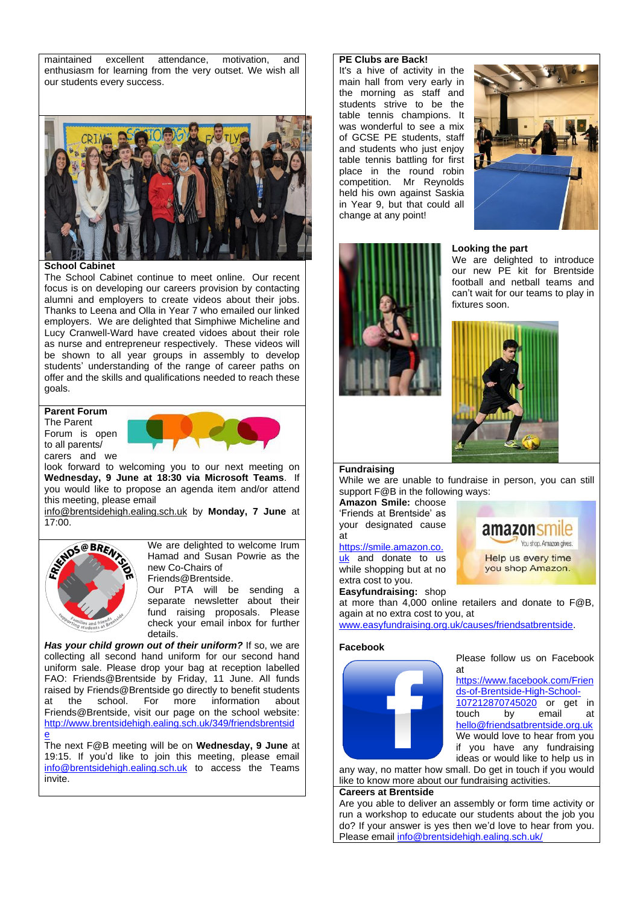maintained excellent attendance, motivation, and enthusiasm for learning from the very outset. We wish all our students every success.

**School Cabinet**

The School Cabinet continue to meet online. Our recent focus is on developing our careers provision by contacting alumni and employers to create videos about their jobs. Thanks to Leena and Olla in Year 7 who emailed our linked employers. We are delighted that Simphiwe Micheline and Lucy Cranwell-Ward have created vidoes about their role as nurse and entrepreneur respectively. These videos will be shown to all year groups in assembly to develop students' understanding of the range of career paths on offer and the skills and qualifications needed to reach these goals.

**Parent Forum**

The Parent Forum is open to all parents/ carers and we look forward to welcoming you to our next meeting on **Wednesday, 9 June at 18:30 via Microsoft Teams**. If you would like to propose an agenda item and/or attend this meeting, please email info@brentsidehigh.ealing.sch.uk by **Monday, 7 June** at 17:00.

We are delighted to welcome Irum Hamad and Susan Powrie as the new Co-Chairs of Friends@Brentside. Our PTA will be sending a separate newsletter about their fund raising proposals. Please check your email inbox for further details.

***Has your child grown out of their uniform?*** If so, we are collecting all second hand uniform for our second hand uniform sale. Please drop your bag at reception labelled FAO: Friends@Brentside by Friday, 11 June. All funds raised by Friends@Brentside go directly to benefit students at the school. For more information about Friends@Brentside, visit our page on the school website: http://www.brentsidehigh.ealing.sch.uk/349/friendsbrentside

The next F@B meeting will be on **Wednesday, 9 June** at 19:15. If you'd like to join this meeting, please email info@brentsidehigh.ealing.sch.uk to access the Teams invite.

**PE Clubs are Back!**

It's a hive of activity in the main hall from very early in the morning as staff and students strive to be the table tennis champions. It was wonderful to see a mix of GCSE PE students, staff and students who just enjoy table tennis battling for first place in the round robin competition. Mr Reynolds held his own against Saskia in Year 9, but that could all change at any point!

**Looking the part**

We are delighted to introduce our new PE kit for Brentside football and netball teams and can't wait for our teams to play in fixtures soon.

**Fundraising**

While we are unable to fundraise in person, you can still support F@B in the following ways:

**Amazon Smile:** choose 'Friends at Brentside' as your designated cause at https://smile.amazon.co.uk and donate to us while shopping but at no extra cost to you.

**Easyfundraising:** shop at more than 4,000 online retailers and donate to F@B, again at no extra cost to you, at www.easyfundraising.org.uk/causes/friendsatbrentside.

**Facebook**

Please follow us on Facebook at https://www.facebook.com/Friends-of-Brentside-High-School-107212870745020 or get in touch by email at hello@friendsatbrentside.org.uk We would love to hear from you if you have any fundraising ideas or would like to help us in any way, no matter how small. Do get in touch if you would like to know more about our fundraising activities.

**Careers at Brentside**

Are you able to deliver an assembly or form time activity or run a workshop to educate our students about the job you do? If your answer is yes then we'd love to hear from you. Please email info@brentsidehigh.ealing.sch.uk/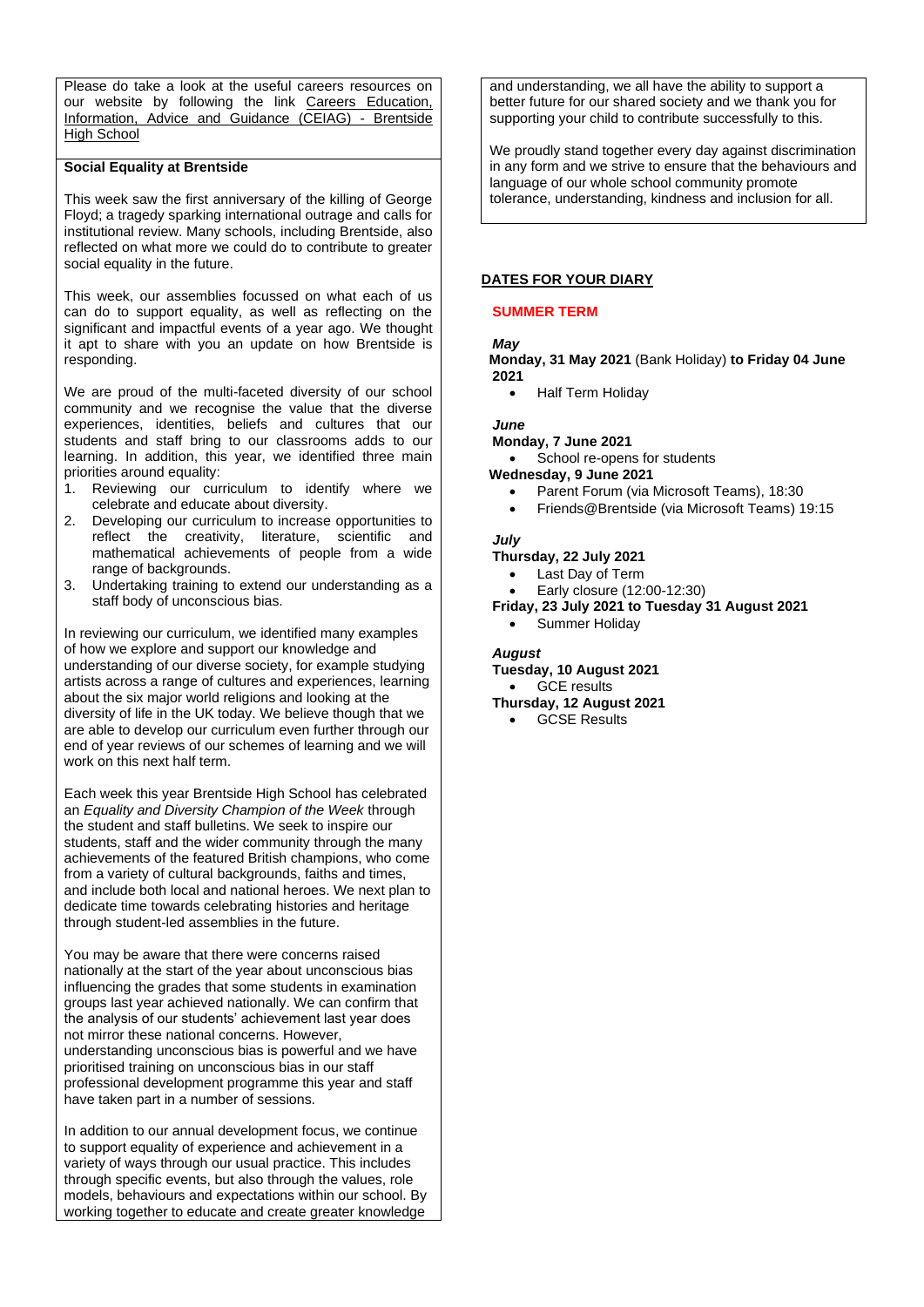Please do take a look at the useful careers resources on our website by following the link Careers Education, Information, Advice and Guidance (CEIAG) - Brentside High School

**Social Equality at Brentside**

This week saw the first anniversary of the killing of George Floyd; a tragedy sparking international outrage and calls for institutional review. Many schools, including Brentside, also reflected on what more we could do to contribute to greater social equality in the future.

This week, our assemblies focussed on what each of us can do to support equality, as well as reflecting on the significant and impactful events of a year ago. We thought it apt to share with you an update on how Brentside is responding.

We are proud of the multi-faceted diversity of our school community and we recognise the value that the diverse experiences, identities, beliefs and cultures that our students and staff bring to our classrooms adds to our learning. In addition, this year, we identified three main priorities around equality:

1. Reviewing our curriculum to identify where we celebrate and educate about diversity.
2. Developing our curriculum to increase opportunities to reflect the creativity, literature, scientific and mathematical achievements of people from a wide range of backgrounds.
3. Undertaking training to extend our understanding as a staff body of unconscious bias.

In reviewing our curriculum, we identified many examples of how we explore and support our knowledge and understanding of our diverse society, for example studying artists across a range of cultures and experiences, learning about the six major world religions and looking at the diversity of life in the UK today. We believe though that we are able to develop our curriculum even further through our end of year reviews of our schemes of learning and we will work on this next half term.

Each week this year Brentside High School has celebrated an *Equality and Diversity Champion of the Week* through the student and staff bulletins. We seek to inspire our students, staff and the wider community through the many achievements of the featured British champions, who come from a variety of cultural backgrounds, faiths and times, and include both local and national heroes. We next plan to dedicate time towards celebrating histories and heritage through student-led assemblies in the future.

You may be aware that there were concerns raised nationally at the start of the year about unconscious bias influencing the grades that some students in examination groups last year achieved nationally. We can confirm that the analysis of our students' achievement last year does not mirror these national concerns. However, understanding unconscious bias is powerful and we have prioritised training on unconscious bias in our staff professional development programme this year and staff have taken part in a number of sessions.

In addition to our annual development focus, we continue to support equality of experience and achievement in a variety of ways through our usual practice. This includes through specific events, but also through the values, role models, behaviours and expectations within our school. By working together to educate and create greater knowledge and understanding, we all have the ability to support a better future for our shared society and we thank you for supporting your child to contribute successfully to this.

We proudly stand together every day against discrimination in any form and we strive to ensure that the behaviours and language of our whole school community promote tolerance, understanding, kindness and inclusion for all.

## DATES FOR YOUR DIARY

### SUMMER TERM

***May***

**Monday, 31 May 2021** (Bank Holiday) **to Friday 04 June 2021**

- Half Term Holiday

***June***

**Monday, 7 June 2021**

- School re-opens for students

**Wednesday, 9 June 2021**

- Parent Forum (via Microsoft Teams), 18:30
- Friends@Brentside (via Microsoft Teams) 19:15

***July***

**Thursday, 22 July 2021**

- Last Day of Term
- Early closure (12:00-12:30)

**Friday, 23 July 2021 to Tuesday 31 August 2021**

- Summer Holiday

***August***

**Tuesday, 10 August 2021**

- GCE results

**Thursday, 12 August 2021**

- GCSE Results